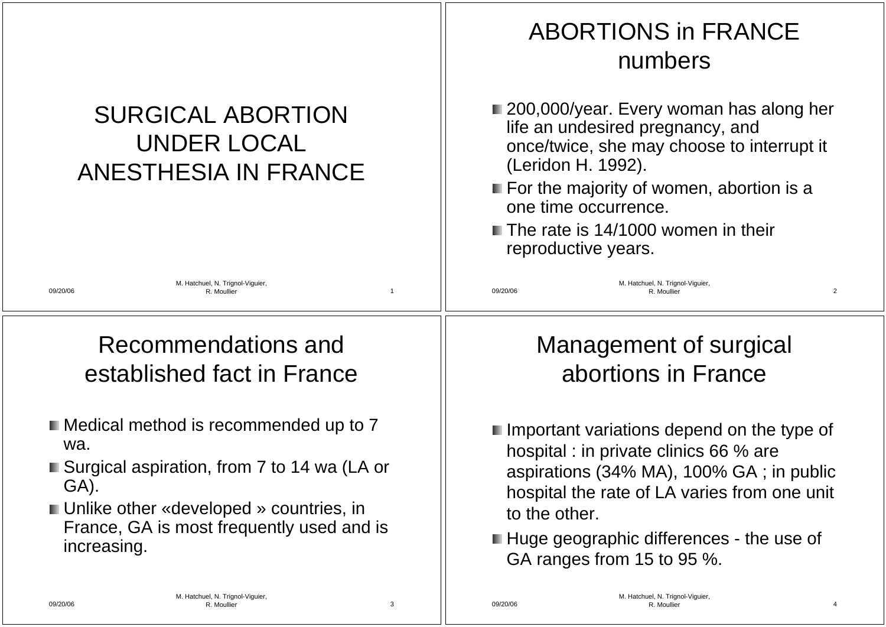# SURGICAL ABORTION UNDER LOCAL ANESTHESIA IN FRANCE

## ABORTIONS in FRANCE numbers

- 200,000/year. Every woman has along her life an undesired pregnancy, and once/twice, she may choose to interrupt it (Leridon H. 1992).
- For the majority of women, abortion is a one time occurrence.
- The rate is 14/1000 women in their reproductive years.

## Recommendations and established fact in France

- Medical method is recommended up to 7 wa.
- Surgical aspiration, from 7 to 14 wa (LA or GA).
- Unlike other «developed » countries, in France, GA is most frequently used and is increasing.

## Management of surgical abortions in France

- Important variations depend on the type of hospital : in private clinics 66 % are aspirations (34% MA), 100% GA ; in public hospital the rate of LA varies from one unit to the other.
- Huge geographic differences - the use of GA ranges from 15 to 95 %.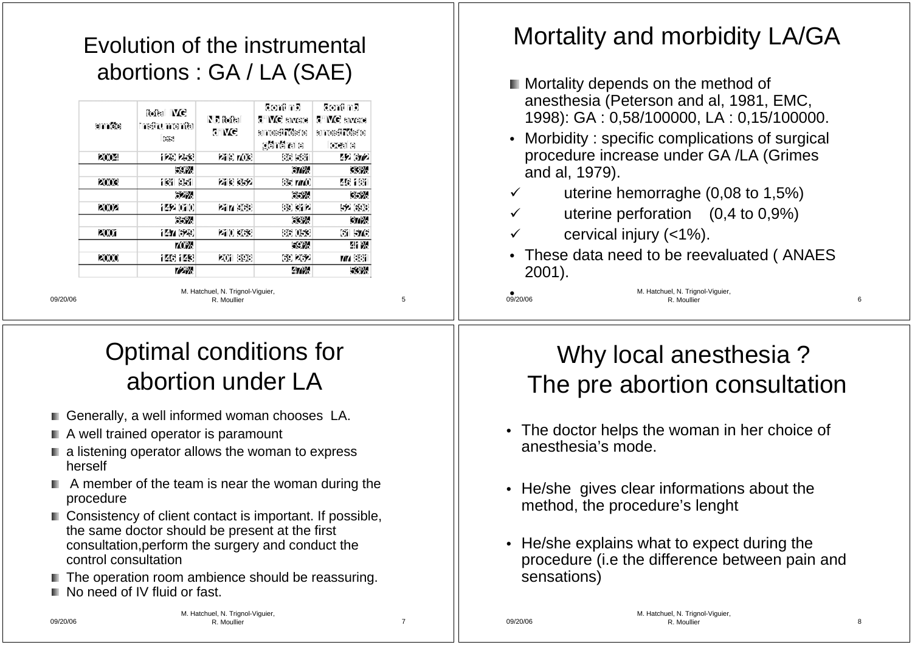# Evolution of the instrumental abortions : GA / LA (SAE)

| année | total IVG instrumentales | Nb total d'IVG | dont nb d'IVG avec anesthésie générale | dont nb d'IVG avec anesthésie locale |
|---|---|---|---|---|
| 2004 | 129 253 | 219 703 | 86 581 | 42 672 |
| | 59% | | 67% | 33% |
| 2003 | 131 951 | 213 352 | 85 770 | 46 181 |
| | 62% | | 65% | 35% |
| 2002 | 142 010 | 217 968 | 89 312 | 52 698 |
| | 65% | | 63% | 37% |
| 2001 | 147 629 | 210 363 | 86 053 | 61 576 |
| | 70% | | 59% | 41% |
| 2000 | 146 143 | 201 898 | 69 262 | 77 881 |
| | 72% | | 47% | 53% |

# Mortality and morbidity LA/GA

- Mortality depends on the method of anesthesia (Peterson and al, 1981, EMC, 1998): GA : 0,58/100000, LA : 0,15/100000.
- Morbidity : specific complications of surgical procedure increase under GA /LA (Grimes and al, 1979).
  - ✓ uterine hemorraghe (0,08 to 1,5%)
  - ✓ uterine perforation (0,4 to 0,9%)
  - ✓ cervical injury (<1%).
- These data need to be reevaluated ( ANAES 2001).

# Optimal conditions for abortion under LA

- Generally, a well informed woman chooses LA.
- A well trained operator is paramount
- a listening operator allows the woman to express herself
- A member of the team is near the woman during the procedure
- Consistency of client contact is important. If possible, the same doctor should be present at the first consultation,perform the surgery and conduct the control consultation
- The operation room ambience should be reassuring.
- No need of IV fluid or fast.

# Why local anesthesia ? The pre abortion consultation

- The doctor helps the woman in her choice of anesthesia's mode.
- He/she gives clear informations about the method, the procedure's lenght
- He/she explains what to expect during the procedure (i.e the difference between pain and sensations)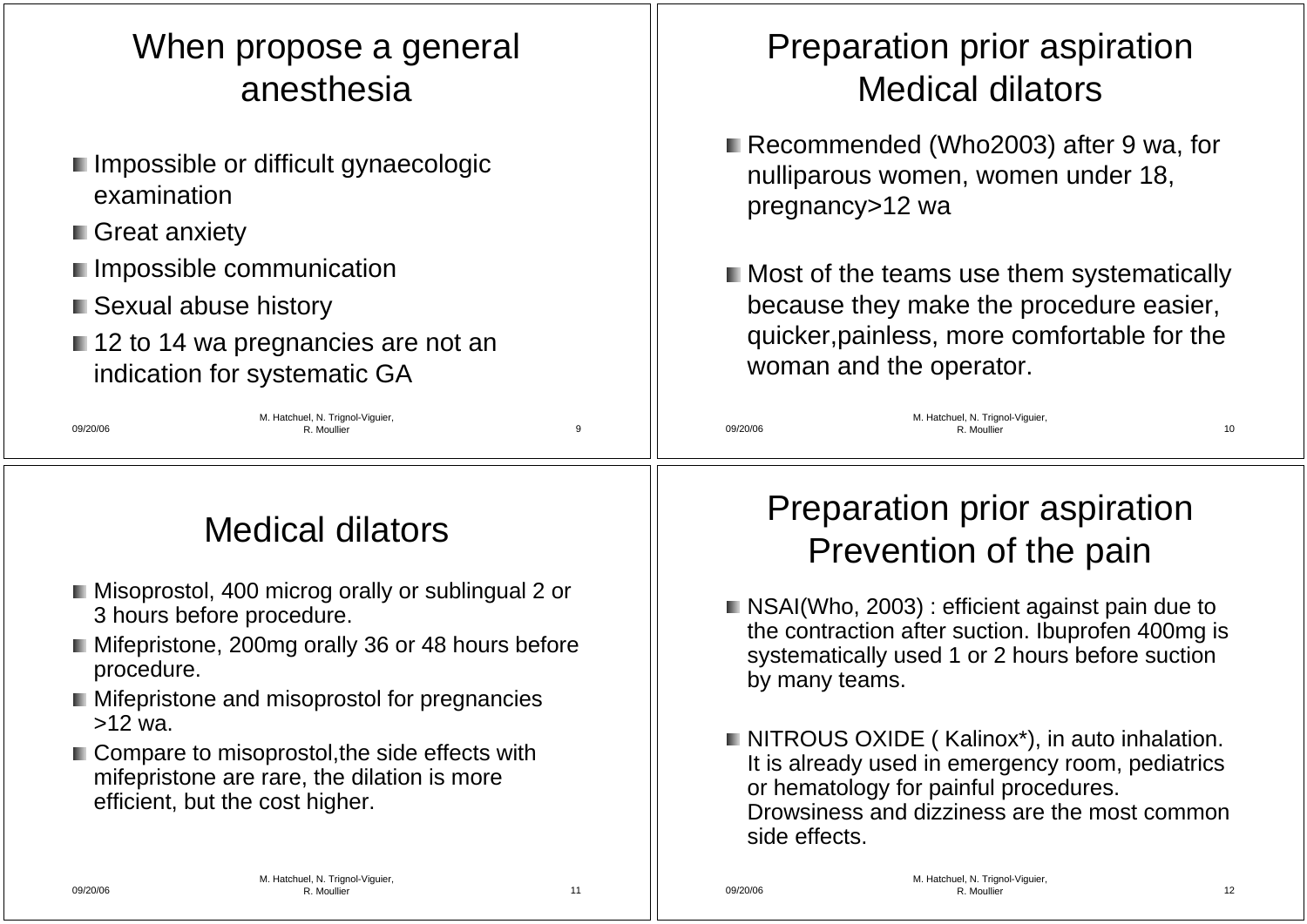# When propose a general anesthesia

- Impossible or difficult gynaecologic examination
- Great anxiety
- Impossible communication
- Sexual abuse history
- 12 to 14 wa pregnancies are not an indication for systematic GA

# Preparation prior aspiration Medical dilators

- Recommended (Who2003) after 9 wa, for nulliparous women, women under 18, pregnancy>12 wa
- Most of the teams use them systematically because they make the procedure easier, quicker,painless, more comfortable for the woman and the operator.

# Medical dilators

- Misoprostol, 400 microg orally or sublingual 2 or 3 hours before procedure.
- Mifepristone, 200mg orally 36 or 48 hours before procedure.
- Mifepristone and misoprostol for pregnancies >12 wa.
- Compare to misoprostol,the side effects with mifepristone are rare, the dilation is more efficient, but the cost higher.

# Preparation prior aspiration Prevention of the pain

- NSAI(Who, 2003) : efficient against pain due to the contraction after suction. Ibuprofen 400mg is systematically used 1 or 2 hours before suction by many teams.
- NITROUS OXIDE ( Kalinox*), in auto inhalation. It is already used in emergency room, pediatrics or hematology for painful procedures. Drowsiness and dizziness are the most common side effects.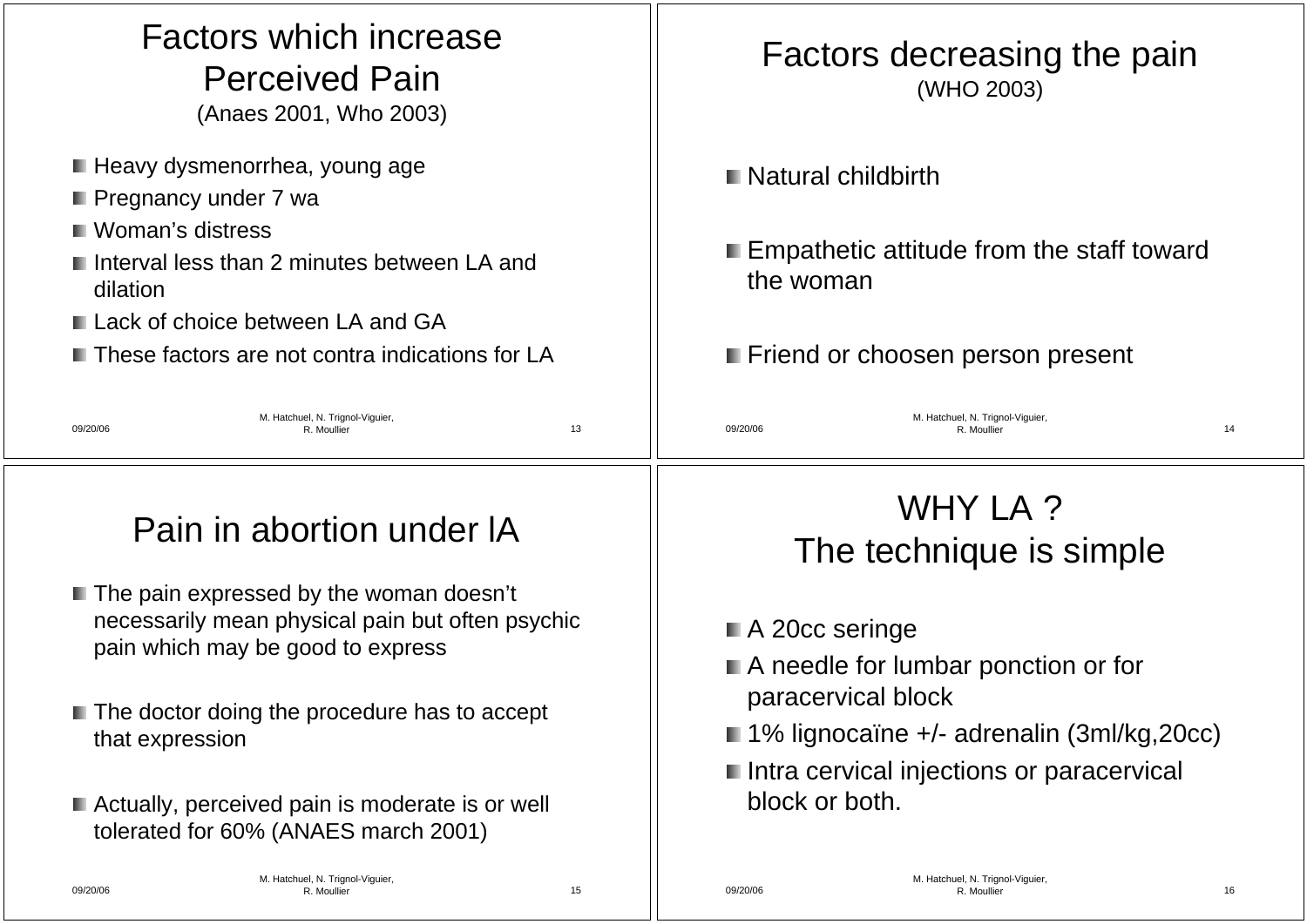# Factors which increase Perceived Pain

(Anaes 2001, Who 2003)

- Heavy dysmenorrhea, young age
- Pregnancy under 7 wa
- Woman's distress
- Interval less than 2 minutes between LA and dilation
- Lack of choice between LA and GA
- These factors are not contra indications for LA

# Factors decreasing the pain

(WHO 2003)

- Natural childbirth
- Empathetic attitude from the staff toward the woman
- Friend or choosen person present

# Pain in abortion under lA

- The pain expressed by the woman doesn't necessarily mean physical pain but often psychic pain which may be good to express
- The doctor doing the procedure has to accept that expression
- Actually, perceived pain is moderate is or well tolerated for 60% (ANAES march 2001)

# WHY LA ? The technique is simple

- A 20cc seringe
- A needle for lumbar ponction or for paracervical block
- 1% lignocaïne +/- adrenalin (3ml/kg,20cc)
- Intra cervical injections or paracervical block or both.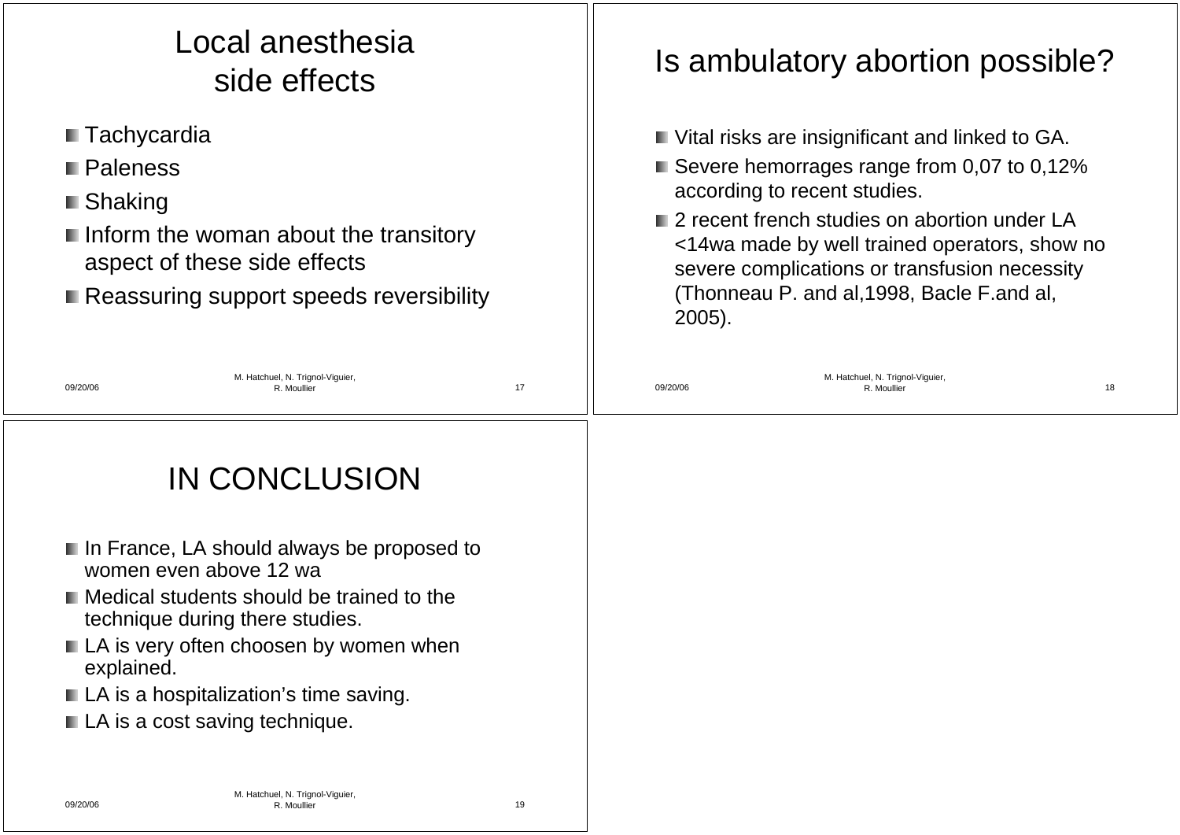# Local anesthesia side effects

- Tachycardia
- Paleness
- Shaking
- Inform the woman about the transitory aspect of these side effects
- Reassuring support speeds reversibility

# Is ambulatory abortion possible?

- Vital risks are insignificant and linked to GA.
- Severe hemorrages range from 0,07 to 0,12% according to recent studies.
- 2 recent french studies on abortion under LA <14wa made by well trained operators, show no severe complications or transfusion necessity (Thonneau P. and al,1998, Bacle F.and al, 2005).

# IN CONCLUSION

- In France, LA should always be proposed to women even above 12 wa
- Medical students should be trained to the technique during there studies.
- LA is very often choosen by women when explained.
- LA is a hospitalization’s time saving.
- LA is a cost saving technique.